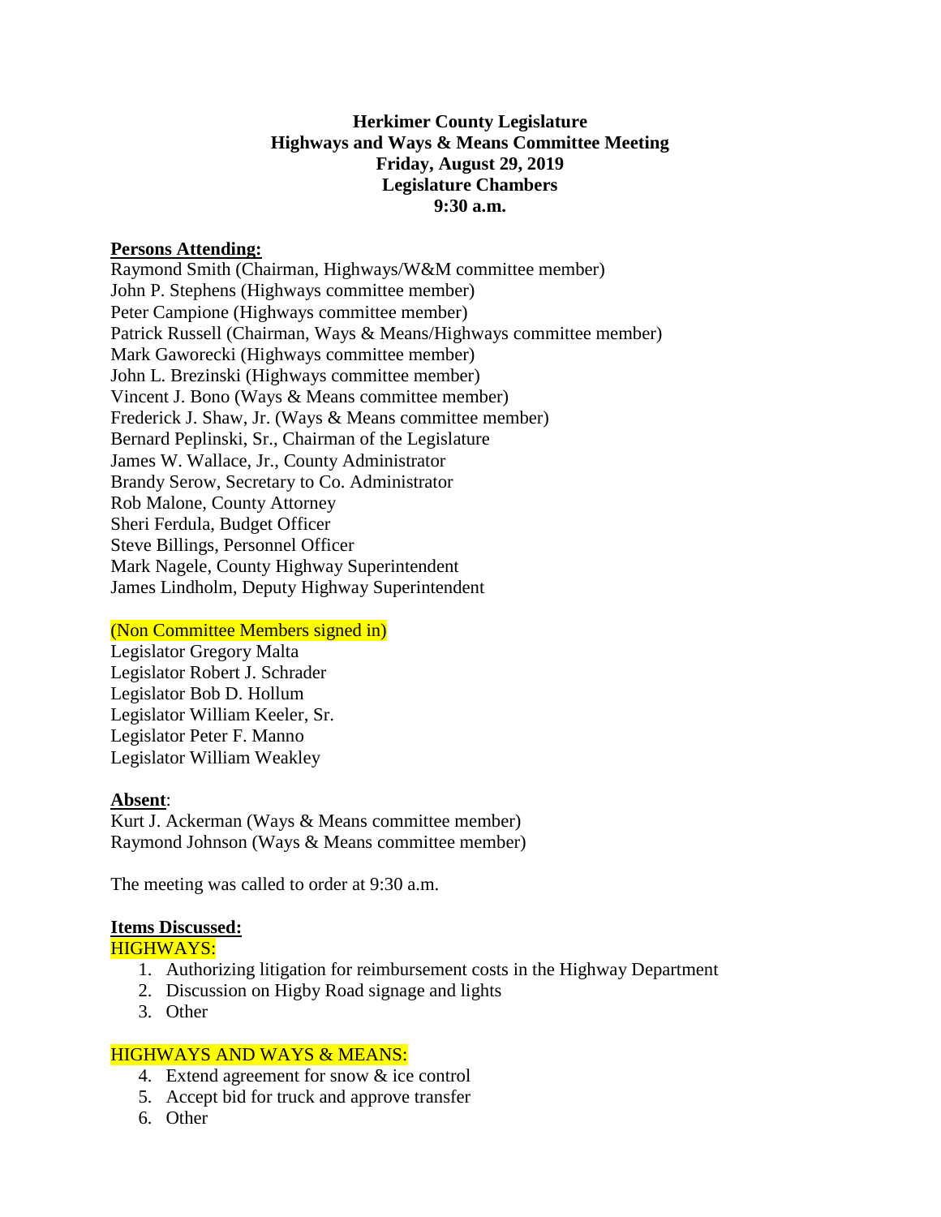**Herkimer County Legislature**
**Highways and Ways & Means Committee Meeting**
**Friday, August 29, 2019**
**Legislature Chambers**
**9:30 a.m.**

**Persons Attending:**

Raymond Smith (Chairman, Highways/W&M committee member)
John P. Stephens (Highways committee member)
Peter Campione (Highways committee member)
Patrick Russell (Chairman, Ways & Means/Highways committee member)
Mark Gaworecki (Highways committee member)
John L. Brezinski (Highways committee member)
Vincent J. Bono (Ways & Means committee member)
Frederick J. Shaw, Jr. (Ways & Means committee member)
Bernard Peplinski, Sr., Chairman of the Legislature
James W. Wallace, Jr., County Administrator
Brandy Serow, Secretary to Co. Administrator
Rob Malone, County Attorney
Sheri Ferdula, Budget Officer
Steve Billings, Personnel Officer
Mark Nagele, County Highway Superintendent
James Lindholm, Deputy Highway Superintendent

(Non Committee Members signed in)

Legislator Gregory Malta
Legislator Robert J. Schrader
Legislator Bob D. Hollum
Legislator William Keeler, Sr.
Legislator Peter F. Manno
Legislator William Weakley

**Absent**:

Kurt J. Ackerman (Ways & Means committee member)
Raymond Johnson (Ways & Means committee member)

The meeting was called to order at 9:30 a.m.

**Items Discussed:**

HIGHWAYS:

1. Authorizing litigation for reimbursement costs in the Highway Department
2. Discussion on Higby Road signage and lights
3. Other

HIGHWAYS AND WAYS & MEANS:

4. Extend agreement for snow & ice control
5. Accept bid for truck and approve transfer
6. Other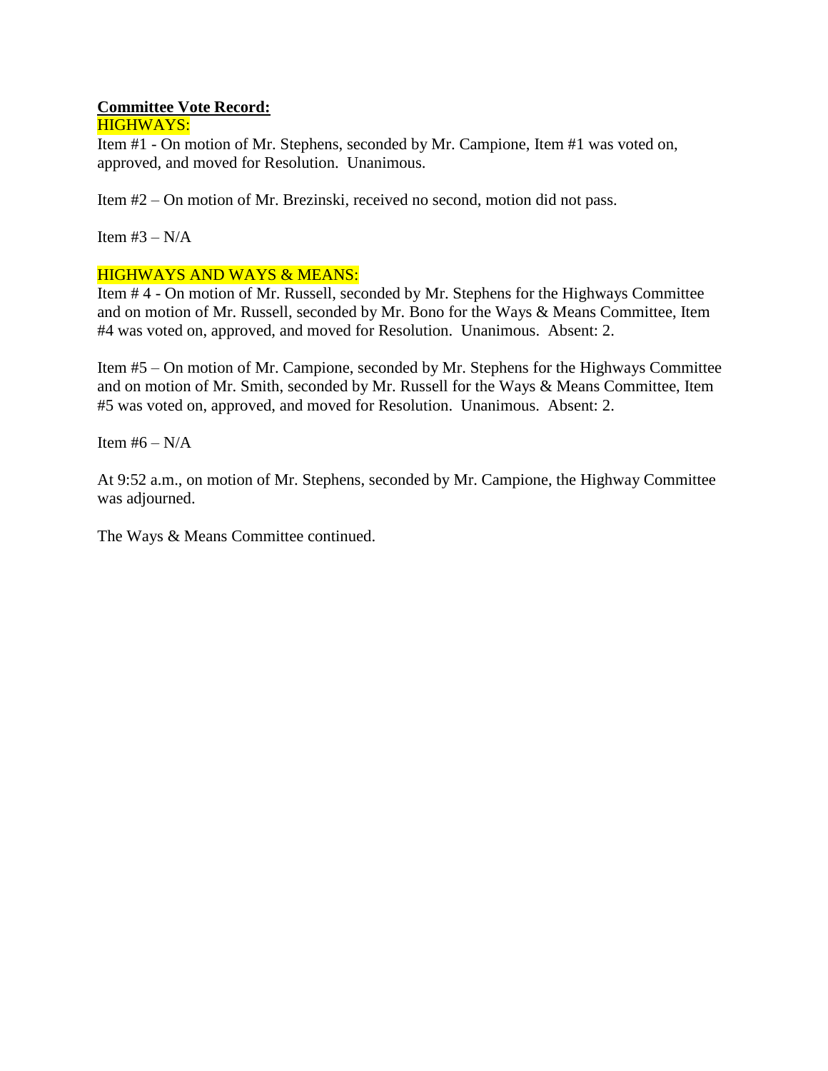**Committee Vote Record:**

HIGHWAYS:

Item #1 - On motion of Mr. Stephens, seconded by Mr. Campione, Item #1 was voted on, approved, and moved for Resolution. Unanimous.

Item #2 – On motion of Mr. Brezinski, received no second, motion did not pass.

Item #3 – N/A

HIGHWAYS AND WAYS & MEANS:

Item # 4 - On motion of Mr. Russell, seconded by Mr. Stephens for the Highways Committee and on motion of Mr. Russell, seconded by Mr. Bono for the Ways & Means Committee, Item #4 was voted on, approved, and moved for Resolution. Unanimous. Absent: 2.

Item #5 – On motion of Mr. Campione, seconded by Mr. Stephens for the Highways Committee and on motion of Mr. Smith, seconded by Mr. Russell for the Ways & Means Committee, Item #5 was voted on, approved, and moved for Resolution. Unanimous. Absent: 2.

Item #6 – N/A

At 9:52 a.m., on motion of Mr. Stephens, seconded by Mr. Campione, the Highway Committee was adjourned.

The Ways & Means Committee continued.